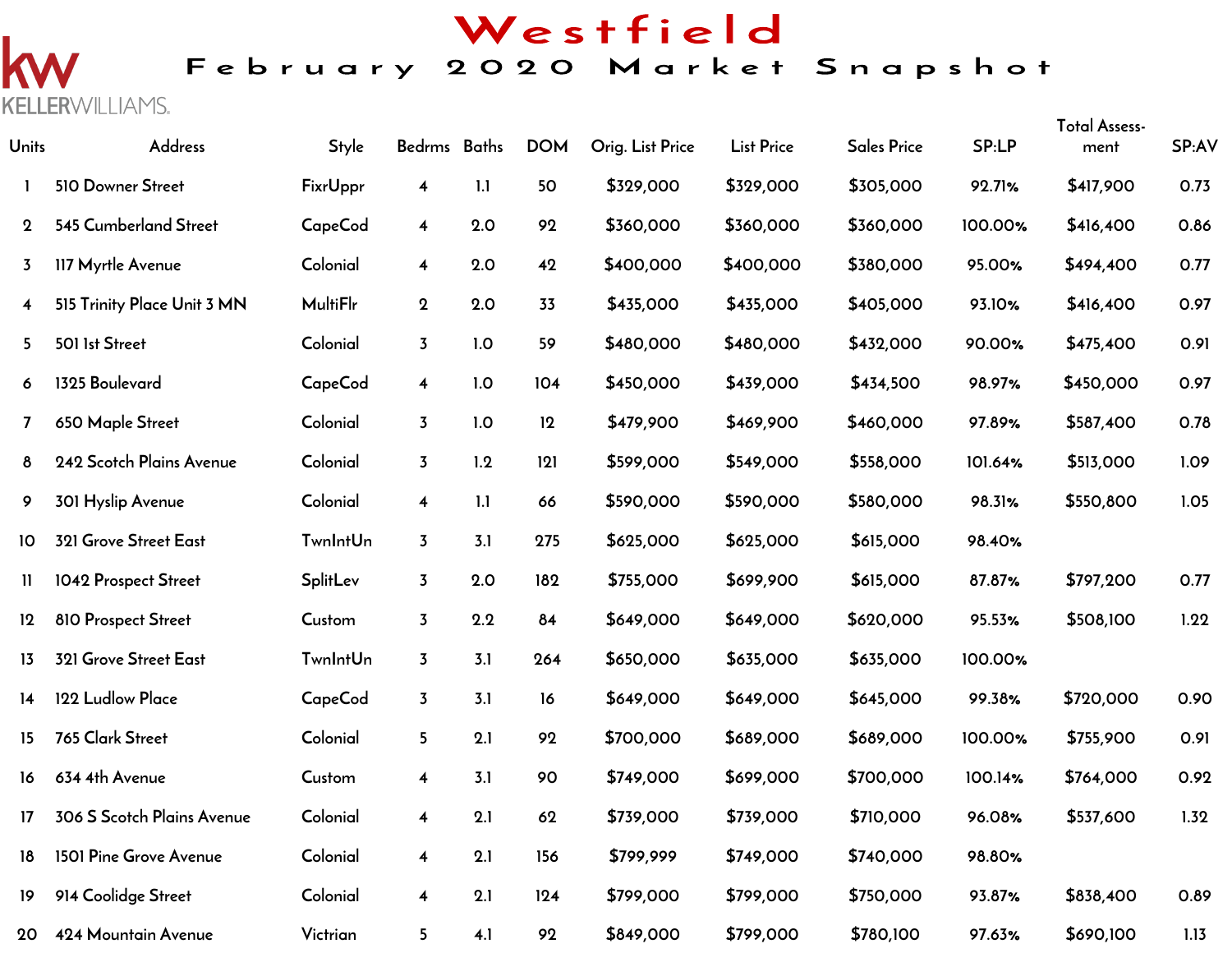# Westfield

## February 2020 Market Snapshot

KELLERWILLIAMS.

| Units | Address | Style | Bedrms | Baths | DOM | Orig. List Price | List Price | Sales Price | SP:LP | Total Assess-ment | SP:AV |
|---|---|---|---|---|---|---|---|---|---|---|---|
| 1 | 510 Downer Street | FixrUppr | 4 | 1.1 | 50 | $329,000 | $329,000 | $305,000 | 92.71% | $417,900 | 0.73 |
| 2 | 545 Cumberland Street | CapeCod | 4 | 2.0 | 92 | $360,000 | $360,000 | $360,000 | 100.00% | $416,400 | 0.86 |
| 3 | 117 Myrtle Avenue | Colonial | 4 | 2.0 | 42 | $400,000 | $400,000 | $380,000 | 95.00% | $494,400 | 0.77 |
| 4 | 515 Trinity Place Unit 3 MN | MultiFlr | 2 | 2.0 | 33 | $435,000 | $435,000 | $405,000 | 93.10% | $416,400 | 0.97 |
| 5 | 501 1st Street | Colonial | 3 | 1.0 | 59 | $480,000 | $480,000 | $432,000 | 90.00% | $475,400 | 0.91 |
| 6 | 1325 Boulevard | CapeCod | 4 | 1.0 | 104 | $450,000 | $439,000 | $434,500 | 98.97% | $450,000 | 0.97 |
| 7 | 650 Maple Street | Colonial | 3 | 1.0 | 12 | $479,900 | $469,900 | $460,000 | 97.89% | $587,400 | 0.78 |
| 8 | 242 Scotch Plains Avenue | Colonial | 3 | 1.2 | 121 | $599,000 | $549,000 | $558,000 | 101.64% | $513,000 | 1.09 |
| 9 | 301 Hyslip Avenue | Colonial | 4 | 1.1 | 66 | $590,000 | $590,000 | $580,000 | 98.31% | $550,800 | 1.05 |
| 10 | 321 Grove Street East | TwnIntUn | 3 | 3.1 | 275 | $625,000 | $625,000 | $615,000 | 98.40% | | |
| 11 | 1042 Prospect Street | SplitLev | 3 | 2.0 | 182 | $755,000 | $699,900 | $615,000 | 87.87% | $797,200 | 0.77 |
| 12 | 810 Prospect Street | Custom | 3 | 2.2 | 84 | $649,000 | $649,000 | $620,000 | 95.53% | $508,100 | 1.22 |
| 13 | 321 Grove Street East | TwnIntUn | 3 | 3.1 | 264 | $650,000 | $635,000 | $635,000 | 100.00% | | |
| 14 | 122 Ludlow Place | CapeCod | 3 | 3.1 | 16 | $649,000 | $649,000 | $645,000 | 99.38% | $720,000 | 0.90 |
| 15 | 765 Clark Street | Colonial | 5 | 2.1 | 92 | $700,000 | $689,000 | $689,000 | 100.00% | $755,900 | 0.91 |
| 16 | 634 4th Avenue | Custom | 4 | 3.1 | 90 | $749,000 | $699,000 | $700,000 | 100.14% | $764,000 | 0.92 |
| 17 | 306 S Scotch Plains Avenue | Colonial | 4 | 2.1 | 62 | $739,000 | $739,000 | $710,000 | 96.08% | $537,600 | 1.32 |
| 18 | 1501 Pine Grove Avenue | Colonial | 4 | 2.1 | 156 | $799,999 | $749,000 | $740,000 | 98.80% | | |
| 19 | 914 Coolidge Street | Colonial | 4 | 2.1 | 124 | $799,000 | $799,000 | $750,000 | 93.87% | $838,400 | 0.89 |
| 20 | 424 Mountain Avenue | Victrian | 5 | 4.1 | 92 | $849,000 | $799,000 | $780,100 | 97.63% | $690,100 | 1.13 |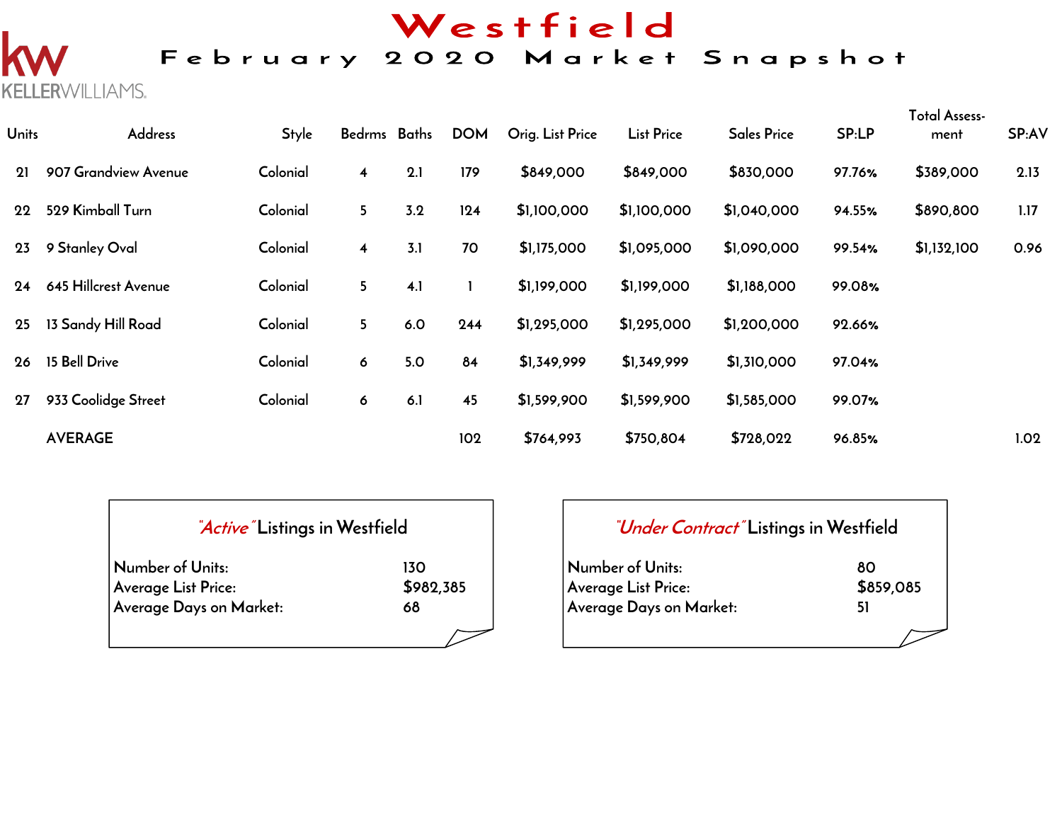# Westfield

## February 2020 Market Snapshot

KELLERWILLIAMS.

| Units | Address | Style | Bedrms | Baths | DOM | Orig. List Price | List Price | Sales Price | SP:LP | Total Assess-ment | SP:AV |
|---|---|---|---|---|---|---|---|---|---|---|---|
| 21 | 907 Grandview Avenue | Colonial | 4 | 2.1 | 179 | $849,000 | $849,000 | $830,000 | 97.76% | $389,000 | 2.13 |
| 22 | 529 Kimball Turn | Colonial | 5 | 3.2 | 124 | $1,100,000 | $1,100,000 | $1,040,000 | 94.55% | $890,800 | 1.17 |
| 23 | 9 Stanley Oval | Colonial | 4 | 3.1 | 70 | $1,175,000 | $1,095,000 | $1,090,000 | 99.54% | $1,132,100 | 0.96 |
| 24 | 645 Hillcrest Avenue | Colonial | 5 | 4.1 | 1 | $1,199,000 | $1,199,000 | $1,188,000 | 99.08% | | |
| 25 | 13 Sandy Hill Road | Colonial | 5 | 6.0 | 244 | $1,295,000 | $1,295,000 | $1,200,000 | 92.66% | | |
| 26 | 15 Bell Drive | Colonial | 6 | 5.0 | 84 | $1,349,999 | $1,349,999 | $1,310,000 | 97.04% | | |
| 27 | 933 Coolidge Street | Colonial | 6 | 6.1 | 45 | $1,599,900 | $1,599,900 | $1,585,000 | 99.07% | | |
| | AVERAGE | | | | 102 | $764,993 | $750,804 | $728,022 | 96.85% | | 1.02 |

### *"Active"* Listings in Westfield

| | |
|---|---|
| Number of Units: | 130 |
| Average List Price: | $982,385 |
| Average Days on Market: | 68 |

### *"Under Contract"* Listings in Westfield

| | |
|---|---|
| Number of Units: | 80 |
| Average List Price: | $859,085 |
| Average Days on Market: | 51 |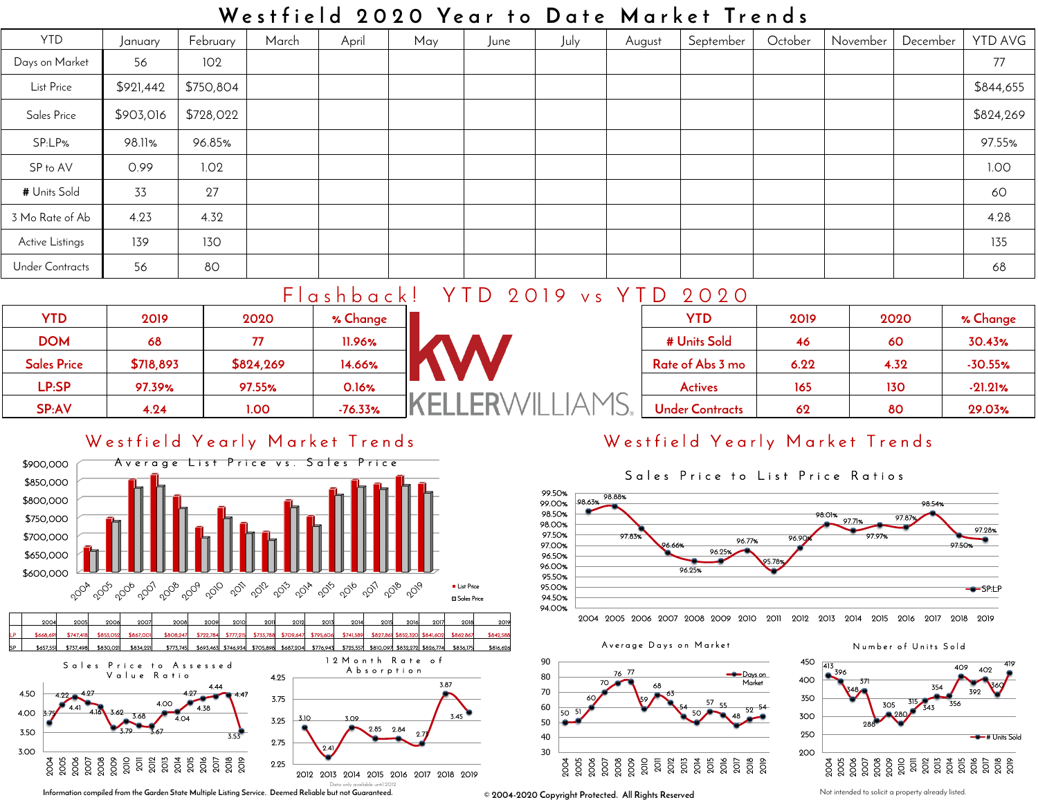# Westfield 2020 Year to Date Market Trends

| YTD | January | February | March | April | May | June | July | August | September | October | November | December | YTD AVG |
|---|---|---|---|---|---|---|---|---|---|---|---|---|---|
| Days on Market | 56 | 102 | | | | | | | | | | | 77 |
| List Price | $921,442 | $750,804 | | | | | | | | | | | $844,655 |
| Sales Price | $903,016 | $728,022 | | | | | | | | | | | $824,269 |
| SP:LP% | 98.11% | 96.85% | | | | | | | | | | | 97.55% |
| SP to AV | 0.99 | 1.02 | | | | | | | | | | | 1.00 |
| # Units Sold | 33 | 27 | | | | | | | | | | | 60 |
| 3 Mo Rate of Ab | 4.23 | 4.32 | | | | | | | | | | | 4.28 |
| Active Listings | 139 | 130 | | | | | | | | | | | 135 |
| Under Contracts | 56 | 80 | | | | | | | | | | | 68 |

## Flashback! YTD 2019 vs YTD 2020

| YTD | 2019 | 2020 | % Change |
|---|---|---|---|
| DOM | 68 | 77 | 11.96% |
| Sales Price | $718,893 | $824,269 | 14.66% |
| LP:SP | 97.39% | 97.55% | 0.16% |
| SP:AV | 4.24 | 1.00 | -76.33% |

KELLERWILLIAMS.

| YTD | 2019 | 2020 | % Change |
|---|---|---|---|
| # Units Sold | 46 | 60 | 30.43% |
| Rate of Abs 3 mo | 6.22 | 4.32 | -30.55% |
| Actives | 165 | 130 | -21.21% |
| Under Contracts | 62 | 80 | 29.03% |

## Westfield Yearly Market Trends

Average List Price vs. Sales Price

$900,000
$850,000
$800,000
$750,000
$700,000
$650,000
$600,000

2004 2005 2006 2007 2008 2009 2010 2011 2012 2013 2014 2015 2016 2017 2018 2019

List Price
Sales Price

| | 2004 | 2005 | 2006 | 2007 | 2008 | 2009 | 2010 | 2011 | 2012 | 2013 | 2014 | 2015 | 2016 | 2017 | 2018 | 2019 |
|---|---|---|---|---|---|---|---|---|---|---|---|---|---|---|---|---|
| LP | $668,691 | $747,418 | $853,052 | $867,001 | $808,247 | $722,784 | $777,215 | $733,788 | $709,647 | $795,606 | $741,589 | $827,861 | $852,320 | $841,602 | $862,867 | $842,588 |
| SP | $657,551 | $737,498 | $830,021 | $834,221 | $773,745 | $693,463 | $746,934 | $705,898 | $687,204 | $776,943 | $725,557 | $810,097 | $832,272 | $826,774 | $836,175 | $816,626 |

## Westfield Yearly Market Trends

Sales Price to List Price Ratios

98.63% 98.88% 97.83% 96.66% 96.25% 96.25% 96.77% 95.78% 96.90% 98.01% 97.71% 97.97% 97.87% 98.54% 97.50% 97.28%

2004 2005 2006 2007 2008 2009 2010 2011 2012 2013 2014 2015 2016 2017 2018 2019

SP:LP

Sales Price to Assessed Value Ratio

3.75 4.22 4.41 4.27 4.16 3.62 3.79 3.68 3.67 4.00 4.04 4.27 4.38 4.44 4.47 3.53

2004 2005 2006 2007 2008 2009 2010 2011 2012 2013 2014 2015 2016 2017 2018 2019

12 Month Rate of Absorption

3.10 2.41 3.09 2.85 2.84 2.73 3.87 3.45

2012 2013 2014 2015 2016 2017 2018 2019

Data only available until 2012

Average Days on Market

50 51 60 70 76 77 59 68 63 54 50 57 55 48 52 54

2004 2005 2006 2007 2008 2009 2010 2011 2012 2013 2014 2015 2016 2017 2018 2019

Days on Market

Number of Units Sold

413 396 348 371 288 305 280 315 343 354 356 409 392 402 360 419

2004 2005 2006 2007 2008 2009 2010 2011 2012 2013 2014 2015 2016 2017 2018 2019

# Units Sold

Information compiled from the Garden State Multiple Listing Service. Deemed Reliable but not Guaranteed.

© 2004-2020 Copyright Protected. All Rights Reserved

Not intended to solicit a property already listed.